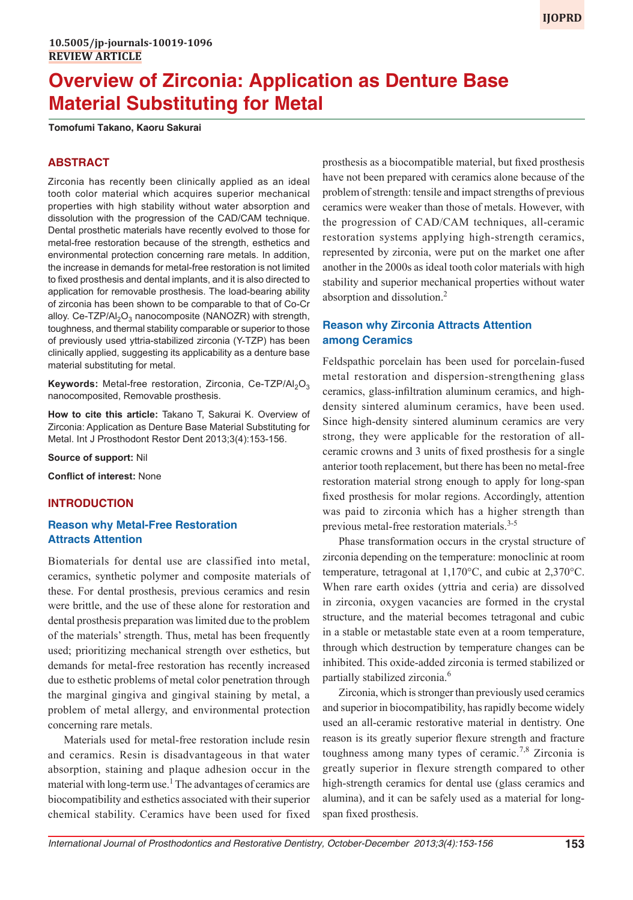10.5005/jp-journals-10019-1096

**REVIEW ARTICLE**

# Overview of Zirconia: Application as Denture Base Material Substituting for Metal

**Tomofumi Takano, Kaoru Sakurai**

## ABSTRACT

Zirconia has recently been clinically applied as an ideal tooth color material which acquires superior mechanical properties with high stability without water absorption and dissolution with the progression of the CAD/CAM technique. Dental prosthetic materials have recently evolved to those for metal-free restoration because of the strength, esthetics and environmental protection concerning rare metals. In addition, the increase in demands for metal-free restoration is not limited to fixed prosthesis and dental implants, and it is also directed to application for removable prosthesis. The load-bearing ability of zirconia has been shown to be comparable to that of Co-Cr alloy. Ce-TZP/$Al_2O_3$ nanocomposite (NANOZR) with strength, toughness, and thermal stability comparable or superior to those of previously used yttria-stabilized zirconia (Y-TZP) has been clinically applied, suggesting its applicability as a denture base material substituting for metal.

**Keywords:** Metal-free restoration, Zirconia, Ce-TZP/$Al_2O_3$ nanocomposited, Removable prosthesis.

**How to cite this article:** Takano T, Sakurai K. Overview of Zirconia: Application as Denture Base Material Substituting for Metal. Int J Prosthodont Restor Dent 2013;3(4):153-156.

**Source of support:** Nil

**Conflict of interest:** None

## INTRODUCTION

### Reason why Metal-Free Restoration Attracts Attention

Biomaterials for dental use are classified into metal, ceramics, synthetic polymer and composite materials of these. For dental prosthesis, previous ceramics and resin were brittle, and the use of these alone for restoration and dental prosthesis preparation was limited due to the problem of the materials' strength. Thus, metal has been frequently used; prioritizing mechanical strength over esthetics, but demands for metal-free restoration has recently increased due to esthetic problems of metal color penetration through the marginal gingiva and gingival staining by metal, a problem of metal allergy, and environmental protection concerning rare metals.

Materials used for metal-free restoration include resin and ceramics. Resin is disadvantageous in that water absorption, staining and plaque adhesion occur in the material with long-term use.[1] The advantages of ceramics are biocompatibility and esthetics associated with their superior chemical stability. Ceramics have been used for fixed prosthesis as a biocompatible material, but fixed prosthesis have not been prepared with ceramics alone because of the problem of strength: tensile and impact strengths of previous ceramics were weaker than those of metals. However, with the progression of CAD/CAM techniques, all-ceramic restoration systems applying high-strength ceramics, represented by zirconia, were put on the market one after another in the 2000s as ideal tooth color materials with high stability and superior mechanical properties without water absorption and dissolution.[2]

### Reason why Zirconia Attracts Attention among Ceramics

Feldspathic porcelain has been used for porcelain-fused metal restoration and dispersion-strengthening glass ceramics, glass-infiltration aluminum ceramics, and high-density sintered aluminum ceramics, have been used. Since high-density sintered aluminum ceramics are very strong, they were applicable for the restoration of all-ceramic crowns and 3 units of fixed prosthesis for a single anterior tooth replacement, but there has been no metal-free restoration material strong enough to apply for long-span fixed prosthesis for molar regions. Accordingly, attention was paid to zirconia which has a higher strength than previous metal-free restoration materials.[3-5]

Phase transformation occurs in the crystal structure of zirconia depending on the temperature: monoclinic at room temperature, tetragonal at 1,170°C, and cubic at 2,370°C. When rare earth oxides (yttria and ceria) are dissolved in zirconia, oxygen vacancies are formed in the crystal structure, and the material becomes tetragonal and cubic in a stable or metastable state even at a room temperature, through which destruction by temperature changes can be inhibited. This oxide-added zirconia is termed stabilized or partially stabilized zirconia.[6]

Zirconia, which is stronger than previously used ceramics and superior in biocompatibility, has rapidly become widely used an all-ceramic restorative material in dentistry. One reason is its greatly superior flexure strength and fracture toughness among many types of ceramic.[7,8] Zirconia is greatly superior in flexure strength compared to other high-strength ceramics for dental use (glass ceramics and alumina), and it can be safely used as a material for long-span fixed prosthesis.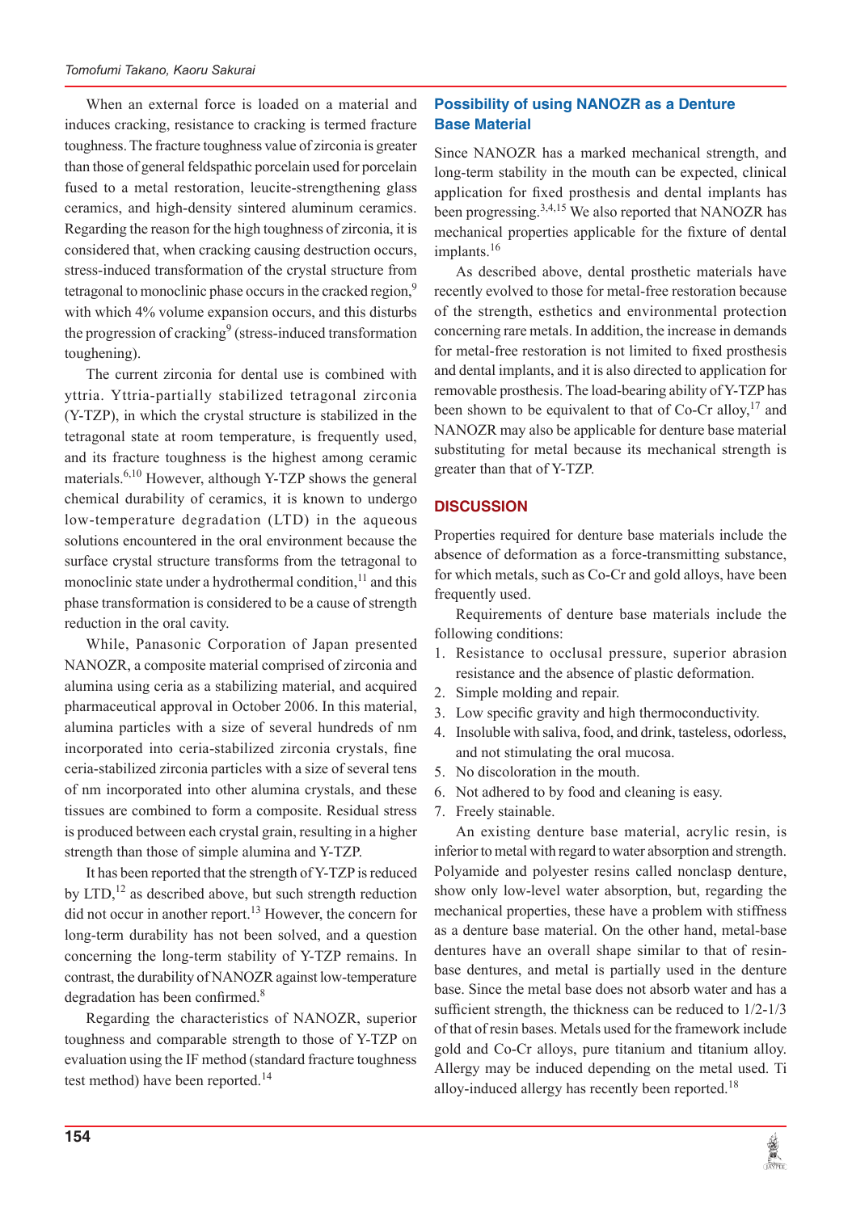When an external force is loaded on a material and induces cracking, resistance to cracking is termed fracture toughness. The fracture toughness value of zirconia is greater than those of general feldspathic porcelain used for porcelain fused to a metal restoration, leucite-strengthening glass ceramics, and high-density sintered aluminum ceramics. Regarding the reason for the high toughness of zirconia, it is considered that, when cracking causing destruction occurs, stress-induced transformation of the crystal structure from tetragonal to monoclinic phase occurs in the cracked region,[9] with which 4% volume expansion occurs, and this disturbs the progression of cracking[9] (stress-induced transformation toughening).

The current zirconia for dental use is combined with yttria. Yttria-partially stabilized tetragonal zirconia (Y-TZP), in which the crystal structure is stabilized in the tetragonal state at room temperature, is frequently used, and its fracture toughness is the highest among ceramic materials.[6,10] However, although Y-TZP shows the general chemical durability of ceramics, it is known to undergo low-temperature degradation (LTD) in the aqueous solutions encountered in the oral environment because the surface crystal structure transforms from the tetragonal to monoclinic state under a hydrothermal condition,[11] and this phase transformation is considered to be a cause of strength reduction in the oral cavity.

While, Panasonic Corporation of Japan presented NANOZR, a composite material comprised of zirconia and alumina using ceria as a stabilizing material, and acquired pharmaceutical approval in October 2006. In this material, alumina particles with a size of several hundreds of nm incorporated into ceria-stabilized zirconia crystals, fine ceria-stabilized zirconia particles with a size of several tens of nm incorporated into other alumina crystals, and these tissues are combined to form a composite. Residual stress is produced between each crystal grain, resulting in a higher strength than those of simple alumina and Y-TZP.

It has been reported that the strength of Y-TZP is reduced by LTD,[12] as described above, but such strength reduction did not occur in another report.[13] However, the concern for long-term durability has not been solved, and a question concerning the long-term stability of Y-TZP remains. In contrast, the durability of NANOZR against low-temperature degradation has been confirmed.[8]

Regarding the characteristics of NANOZR, superior toughness and comparable strength to those of Y-TZP on evaluation using the IF method (standard fracture toughness test method) have been reported.[14]

## Possibility of using NANOZR as a Denture Base Material

Since NANOZR has a marked mechanical strength, and long-term stability in the mouth can be expected, clinical application for fixed prosthesis and dental implants has been progressing.[3,4,15] We also reported that NANOZR has mechanical properties applicable for the fixture of dental implants.[16]

As described above, dental prosthetic materials have recently evolved to those for metal-free restoration because of the strength, esthetics and environmental protection concerning rare metals. In addition, the increase in demands for metal-free restoration is not limited to fixed prosthesis and dental implants, and it is also directed to application for removable prosthesis. The load-bearing ability of Y-TZP has been shown to be equivalent to that of Co-Cr alloy,[17] and NANOZR may also be applicable for denture base material substituting for metal because its mechanical strength is greater than that of Y-TZP.

## DISCUSSION

Properties required for denture base materials include the absence of deformation as a force-transmitting substance, for which metals, such as Co-Cr and gold alloys, have been frequently used.

Requirements of denture base materials include the following conditions:

1. Resistance to occlusal pressure, superior abrasion resistance and the absence of plastic deformation.
2. Simple molding and repair.
3. Low specific gravity and high thermoconductivity.
4. Insoluble with saliva, food, and drink, tasteless, odorless, and not stimulating the oral mucosa.
5. No discoloration in the mouth.
6. Not adhered to by food and cleaning is easy.
7. Freely stainable.

An existing denture base material, acrylic resin, is inferior to metal with regard to water absorption and strength. Polyamide and polyester resins called nonclasp denture, show only low-level water absorption, but, regarding the mechanical properties, these have a problem with stiffness as a denture base material. On the other hand, metal-base dentures have an overall shape similar to that of resin-base dentures, and metal is partially used in the denture base. Since the metal base does not absorb water and has a sufficient strength, the thickness can be reduced to 1/2-1/3 of that of resin bases. Metals used for the framework include gold and Co-Cr alloys, pure titanium and titanium alloy. Allergy may be induced depending on the metal used. Ti alloy-induced allergy has recently been reported.[18]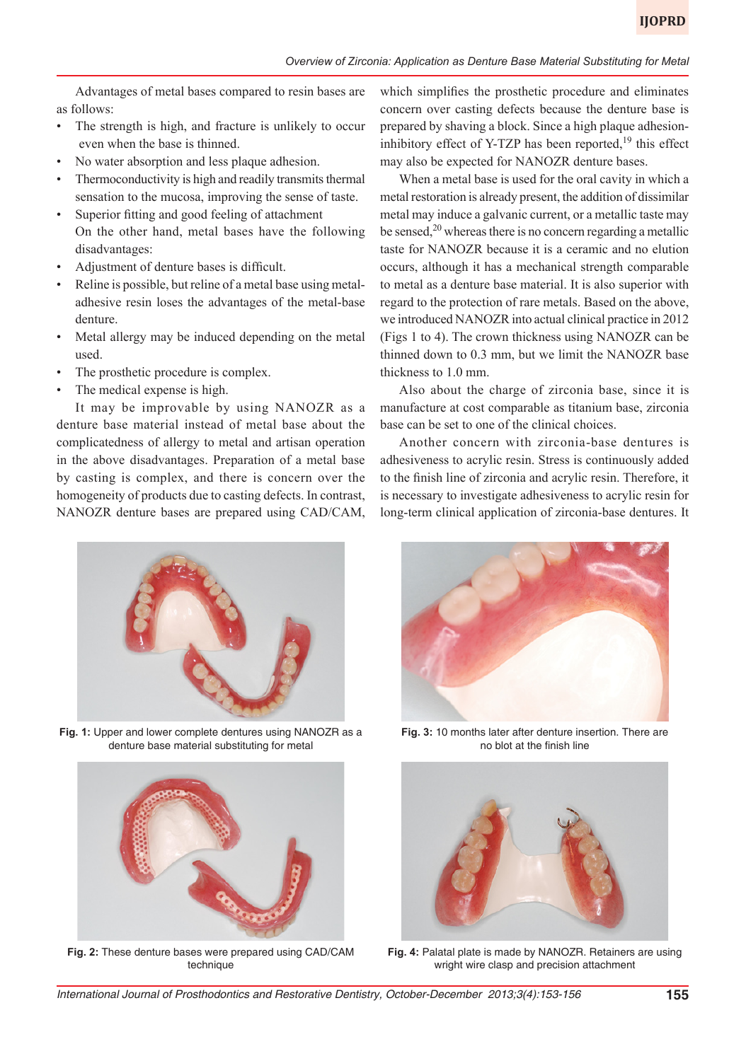Advantages of metal bases compared to resin bases are as follows:

- The strength is high, and fracture is unlikely to occur even when the base is thinned.
- No water absorption and less plaque adhesion.
- Thermoconductivity is high and readily transmits thermal sensation to the mucosa, improving the sense of taste.
- Superior fitting and good feeling of attachment

  On the other hand, metal bases have the following disadvantages:
- Adjustment of denture bases is difficult.
- Reline is possible, but reline of a metal base using metal-adhesive resin loses the advantages of the metal-base denture.
- Metal allergy may be induced depending on the metal used.
- The prosthetic procedure is complex.
- The medical expense is high.

It may be improvable by using NANOZR as a denture base material instead of metal base about the complicatedness of allergy to metal and artisan operation in the above disadvantages. Preparation of a metal base by casting is complex, and there is concern over the homogeneity of products due to casting defects. In contrast, NANOZR denture bases are prepared using CAD/CAM, which simplifies the prosthetic procedure and eliminates concern over casting defects because the denture base is prepared by shaving a block. Since a high plaque adhesion-inhibitory effect of Y-TZP has been reported,[19] this effect may also be expected for NANOZR denture bases.

When a metal base is used for the oral cavity in which a metal restoration is already present, the addition of dissimilar metal may induce a galvanic current, or a metallic taste may be sensed,[20] whereas there is no concern regarding a metallic taste for NANOZR because it is a ceramic and no elution occurs, although it has a mechanical strength comparable to metal as a denture base material. It is also superior with regard to the protection of rare metals. Based on the above, we introduced NANOZR into actual clinical practice in 2012 (Figs 1 to 4). The crown thickness using NANOZR can be thinned down to 0.3 mm, but we limit the NANOZR base thickness to 1.0 mm.

Also about the charge of zirconia base, since it is manufacture at cost comparable as titanium base, zirconia base can be set to one of the clinical choices.

Another concern with zirconia-base dentures is adhesiveness to acrylic resin. Stress is continuously added to the finish line of zirconia and acrylic resin. Therefore, it is necessary to investigate adhesiveness to acrylic resin for long-term clinical application of zirconia-base dentures. It

**Fig. 1:** Upper and lower complete dentures using NANOZR as a denture base material substituting for metal

**Fig. 2:** These denture bases were prepared using CAD/CAM technique

**Fig. 3:** 10 months later after denture insertion. There are no blot at the finish line

**Fig. 4:** Palatal plate is made by NANOZR. Retainers are using wright wire clasp and precision attachment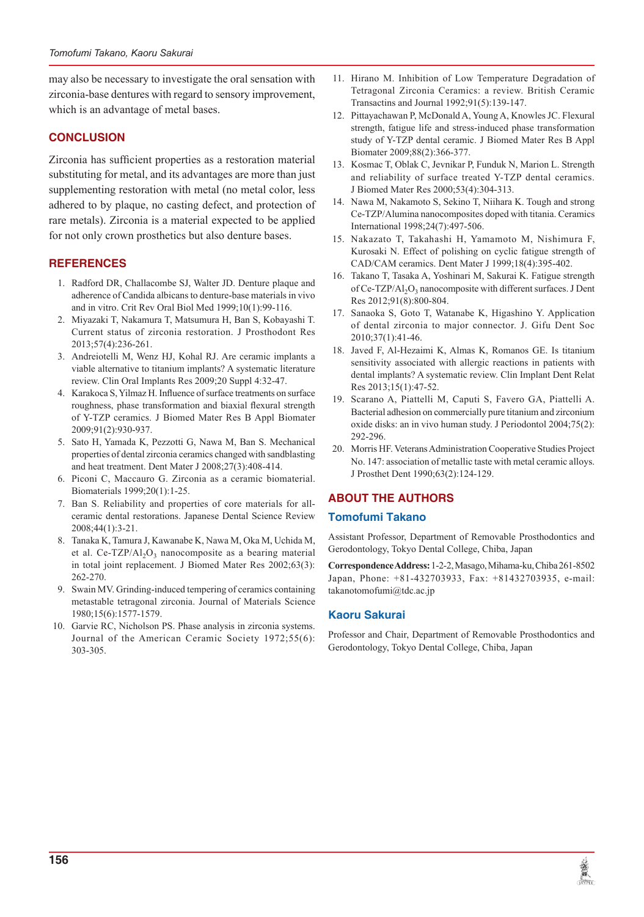may also be necessary to investigate the oral sensation with zirconia-base dentures with regard to sensory improvement, which is an advantage of metal bases.

## CONCLUSION

Zirconia has sufficient properties as a restoration material substituting for metal, and its advantages are more than just supplementing restoration with metal (no metal color, less adhered to by plaque, no casting defect, and protection of rare metals). Zirconia is a material expected to be applied for not only crown prosthetics but also denture bases.

## REFERENCES

1. Radford DR, Challacombe SJ, Walter JD. Denture plaque and adherence of Candida albicans to denture-base materials in vivo and in vitro. Crit Rev Oral Biol Med 1999;10(1):99-116.
2. Miyazaki T, Nakamura T, Matsumura H, Ban S, Kobayashi T. Current status of zirconia restoration. J Prosthodont Res 2013;57(4):236-261.
3. Andreiotelli M, Wenz HJ, Kohal RJ. Are ceramic implants a viable alternative to titanium implants? A systematic literature review. Clin Oral Implants Res 2009;20 Suppl 4:32-47.
4. Karakoca S, Yilmaz H. Influence of surface treatments on surface roughness, phase transformation and biaxial flexural strength of Y-TZP ceramics. J Biomed Mater Res B Appl Biomater 2009;91(2):930-937.
5. Sato H, Yamada K, Pezzotti G, Nawa M, Ban S. Mechanical properties of dental zirconia ceramics changed with sandblasting and heat treatment. Dent Mater J 2008;27(3):408-414.
6. Piconi C, Maccauro G. Zirconia as a ceramic biomaterial. Biomaterials 1999;20(1):1-25.
7. Ban S. Reliability and properties of core materials for all-ceramic dental restorations. Japanese Dental Science Review 2008;44(1):3-21.
8. Tanaka K, Tamura J, Kawanabe K, Nawa M, Oka M, Uchida M, et al. Ce-TZP/$Al_2O_3$ nanocomposite as a bearing material in total joint replacement. J Biomed Mater Res 2002;63(3):262-270.
9. Swain MV. Grinding-induced tempering of ceramics containing metastable tetragonal zirconia. Journal of Materials Science 1980;15(6):1577-1579.
10. Garvie RC, Nicholson PS. Phase analysis in zirconia systems. Journal of the American Ceramic Society 1972;55(6):303-305.
11. Hirano M. Inhibition of Low Temperature Degradation of Tetragonal Zirconia Ceramics: a review. British Ceramic Transactins and Journal 1992;91(5):139-147.
12. Pittayachawan P, McDonald A, Young A, Knowles JC. Flexural strength, fatigue life and stress-induced phase transformation study of Y-TZP dental ceramic. J Biomed Mater Res B Appl Biomater 2009;88(2):366-377.
13. Kosmac T, Oblak C, Jevnikar P, Funduk N, Marion L. Strength and reliability of surface treated Y-TZP dental ceramics. J Biomed Mater Res 2000;53(4):304-313.
14. Nawa M, Nakamoto S, Sekino T, Niihara K. Tough and strong Ce-TZP/Alumina nanocomposites doped with titania. Ceramics International 1998;24(7):497-506.
15. Nakazato T, Takahashi H, Yamamoto M, Nishimura F, Kurosaki N. Effect of polishing on cyclic fatigue strength of CAD/CAM ceramics. Dent Mater J 1999;18(4):395-402.
16. Takano T, Tasaka A, Yoshinari M, Sakurai K. Fatigue strength of Ce-TZP/$Al_2O_3$ nanocomposite with different surfaces. J Dent Res 2012;91(8):800-804.
17. Sanaoka S, Goto T, Watanabe K, Higashino Y. Application of dental zirconia to major connector. J. Gifu Dent Soc 2010;37(1):41-46.
18. Javed F, Al-Hezaimi K, Almas K, Romanos GE. Is titanium sensitivity associated with allergic reactions in patients with dental implants? A systematic review. Clin Implant Dent Relat Res 2013;15(1):47-52.
19. Scarano A, Piattelli M, Caputi S, Favero GA, Piattelli A. Bacterial adhesion on commercially pure titanium and zirconium oxide disks: an in vivo human study. J Periodontol 2004;75(2):292-296.
20. Morris HF. Veterans Administration Cooperative Studies Project No. 147: association of metallic taste with metal ceramic alloys. J Prosthet Dent 1990;63(2):124-129.

## ABOUT THE AUTHORS

### Tomofumi Takano

Assistant Professor, Department of Removable Prosthodontics and Gerodontology, Tokyo Dental College, Chiba, Japan

**Correspondence Address:** 1-2-2, Masago, Mihama-ku, Chiba 261-8502 Japan, Phone: +81-432703933, Fax: +81432703935, e-mail: takanotomofumi@tdc.ac.jp

### Kaoru Sakurai

Professor and Chair, Department of Removable Prosthodontics and Gerodontology, Tokyo Dental College, Chiba, Japan